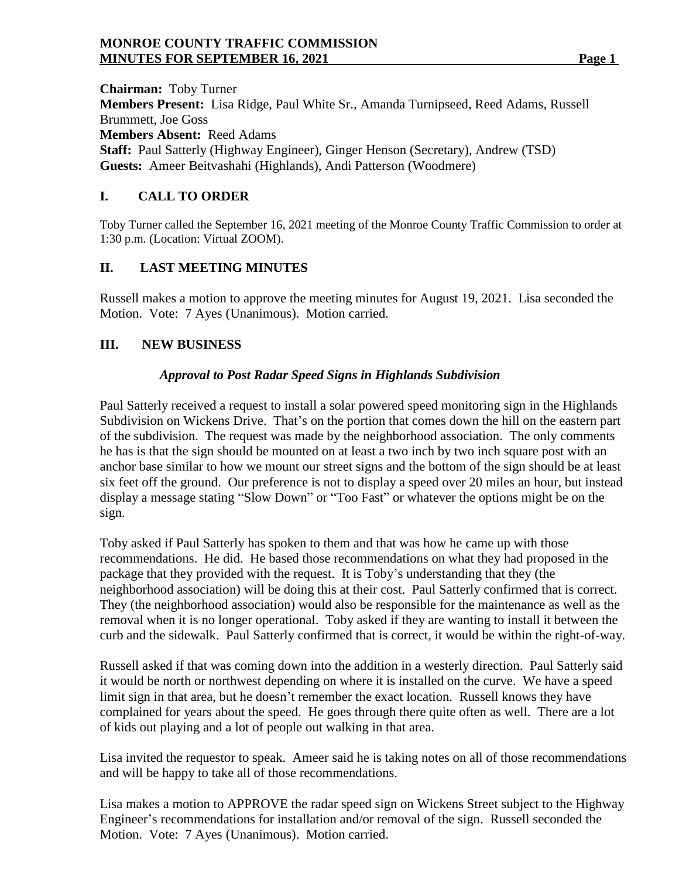**Chairman:** Toby Turner
**Members Present:** Lisa Ridge, Paul White Sr., Amanda Turnipseed, Reed Adams, Russell Brummett, Joe Goss
**Members Absent:** Reed Adams
**Staff:** Paul Satterly (Highway Engineer), Ginger Henson (Secretary), Andrew (TSD)
**Guests:** Ameer Beitvashahi (Highlands), Andi Patterson (Woodmere)

## I. CALL TO ORDER

Toby Turner called the September 16, 2021 meeting of the Monroe County Traffic Commission to order at 1:30 p.m. (Location: Virtual ZOOM).

## II. LAST MEETING MINUTES

Russell makes a motion to approve the meeting minutes for August 19, 2021. Lisa seconded the Motion. Vote: 7 Ayes (Unanimous). Motion carried.

## III. NEW BUSINESS

### *Approval to Post Radar Speed Signs in Highlands Subdivision*

Paul Satterly received a request to install a solar powered speed monitoring sign in the Highlands Subdivision on Wickens Drive. That's on the portion that comes down the hill on the eastern part of the subdivision. The request was made by the neighborhood association. The only comments he has is that the sign should be mounted on at least a two inch by two inch square post with an anchor base similar to how we mount our street signs and the bottom of the sign should be at least six feet off the ground. Our preference is not to display a speed over 20 miles an hour, but instead display a message stating "Slow Down" or "Too Fast" or whatever the options might be on the sign.

Toby asked if Paul Satterly has spoken to them and that was how he came up with those recommendations. He did. He based those recommendations on what they had proposed in the package that they provided with the request. It is Toby's understanding that they (the neighborhood association) will be doing this at their cost. Paul Satterly confirmed that is correct. They (the neighborhood association) would also be responsible for the maintenance as well as the removal when it is no longer operational. Toby asked if they are wanting to install it between the curb and the sidewalk. Paul Satterly confirmed that is correct, it would be within the right-of-way.

Russell asked if that was coming down into the addition in a westerly direction. Paul Satterly said it would be north or northwest depending on where it is installed on the curve. We have a speed limit sign in that area, but he doesn't remember the exact location. Russell knows they have complained for years about the speed. He goes through there quite often as well. There are a lot of kids out playing and a lot of people out walking in that area.

Lisa invited the requestor to speak. Ameer said he is taking notes on all of those recommendations and will be happy to take all of those recommendations.

Lisa makes a motion to APPROVE the radar speed sign on Wickens Street subject to the Highway Engineer's recommendations for installation and/or removal of the sign. Russell seconded the Motion. Vote: 7 Ayes (Unanimous). Motion carried.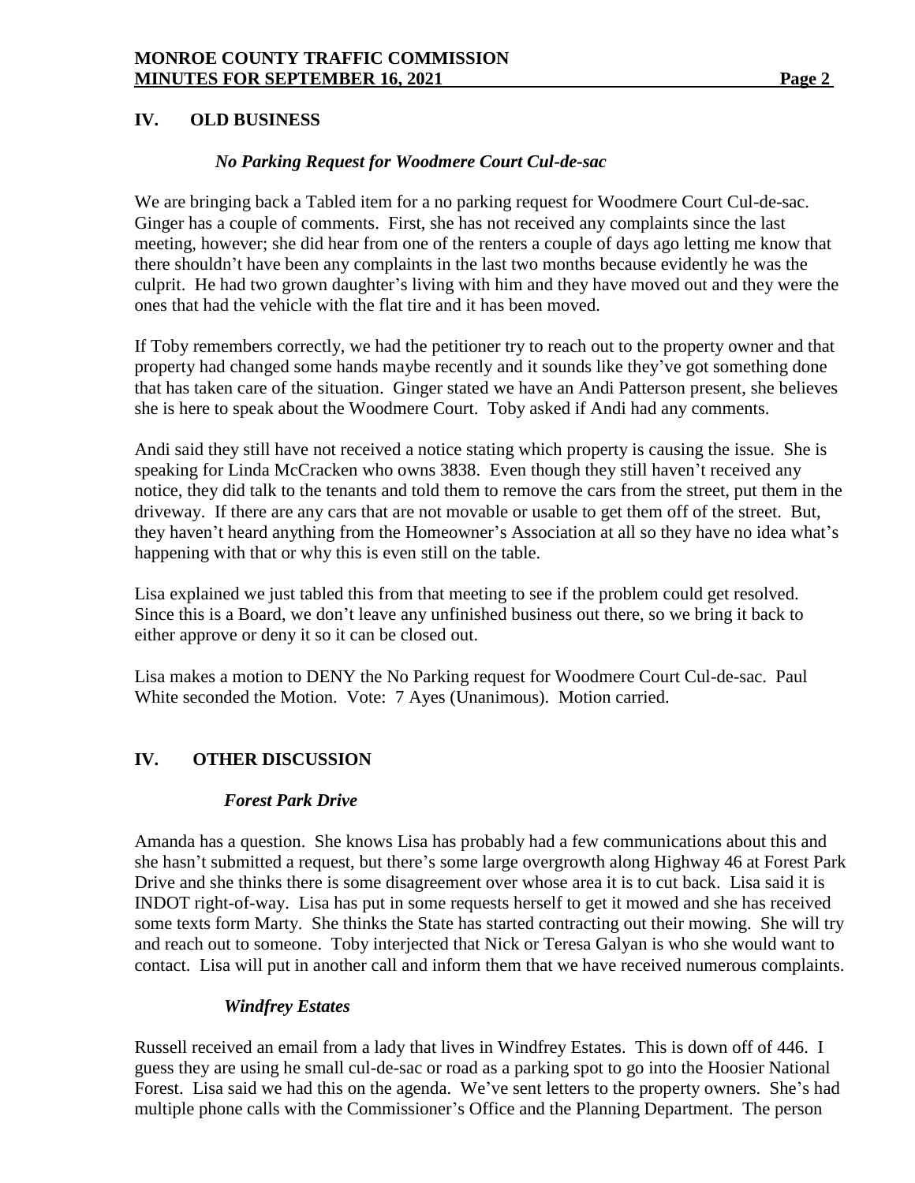## IV. OLD BUSINESS

### *No Parking Request for Woodmere Court Cul-de-sac*

We are bringing back a Tabled item for a no parking request for Woodmere Court Cul-de-sac. Ginger has a couple of comments. First, she has not received any complaints since the last meeting, however; she did hear from one of the renters a couple of days ago letting me know that there shouldn't have been any complaints in the last two months because evidently he was the culprit. He had two grown daughter's living with him and they have moved out and they were the ones that had the vehicle with the flat tire and it has been moved.

If Toby remembers correctly, we had the petitioner try to reach out to the property owner and that property had changed some hands maybe recently and it sounds like they've got something done that has taken care of the situation. Ginger stated we have an Andi Patterson present, she believes she is here to speak about the Woodmere Court. Toby asked if Andi had any comments.

Andi said they still have not received a notice stating which property is causing the issue. She is speaking for Linda McCracken who owns 3838. Even though they still haven't received any notice, they did talk to the tenants and told them to remove the cars from the street, put them in the driveway. If there are any cars that are not movable or usable to get them off of the street. But, they haven't heard anything from the Homeowner's Association at all so they have no idea what's happening with that or why this is even still on the table.

Lisa explained we just tabled this from that meeting to see if the problem could get resolved. Since this is a Board, we don't leave any unfinished business out there, so we bring it back to either approve or deny it so it can be closed out.

Lisa makes a motion to DENY the No Parking request for Woodmere Court Cul-de-sac. Paul White seconded the Motion. Vote: 7 Ayes (Unanimous). Motion carried.

## IV. OTHER DISCUSSION

### *Forest Park Drive*

Amanda has a question. She knows Lisa has probably had a few communications about this and she hasn't submitted a request, but there's some large overgrowth along Highway 46 at Forest Park Drive and she thinks there is some disagreement over whose area it is to cut back. Lisa said it is INDOT right-of-way. Lisa has put in some requests herself to get it mowed and she has received some texts form Marty. She thinks the State has started contracting out their mowing. She will try and reach out to someone. Toby interjected that Nick or Teresa Galyan is who she would want to contact. Lisa will put in another call and inform them that we have received numerous complaints.

### *Windfrey Estates*

Russell received an email from a lady that lives in Windfrey Estates. This is down off of 446. I guess they are using he small cul-de-sac or road as a parking spot to go into the Hoosier National Forest. Lisa said we had this on the agenda. We've sent letters to the property owners. She's had multiple phone calls with the Commissioner's Office and the Planning Department. The person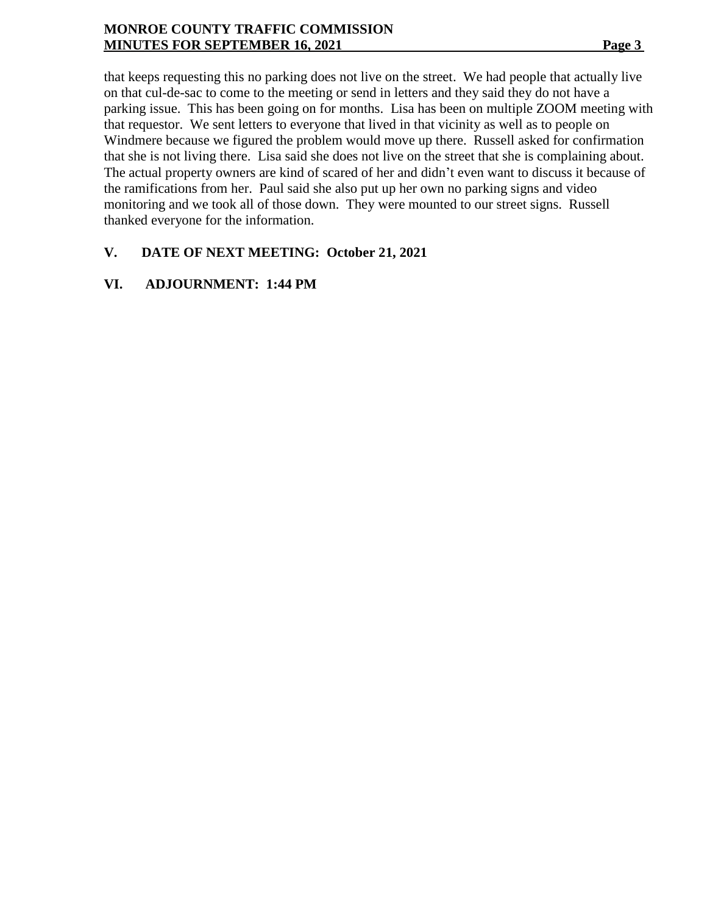that keeps requesting this no parking does not live on the street. We had people that actually live on that cul-de-sac to come to the meeting or send in letters and they said they do not have a parking issue. This has been going on for months. Lisa has been on multiple ZOOM meeting with that requestor. We sent letters to everyone that lived in that vicinity as well as to people on Windmere because we figured the problem would move up there. Russell asked for confirmation that she is not living there. Lisa said she does not live on the street that she is complaining about. The actual property owners are kind of scared of her and didn't even want to discuss it because of the ramifications from her. Paul said she also put up her own no parking signs and video monitoring and we took all of those down. They were mounted to our street signs. Russell thanked everyone for the information.

## V. DATE OF NEXT MEETING: October 21, 2021

## VI. ADJOURNMENT: 1:44 PM